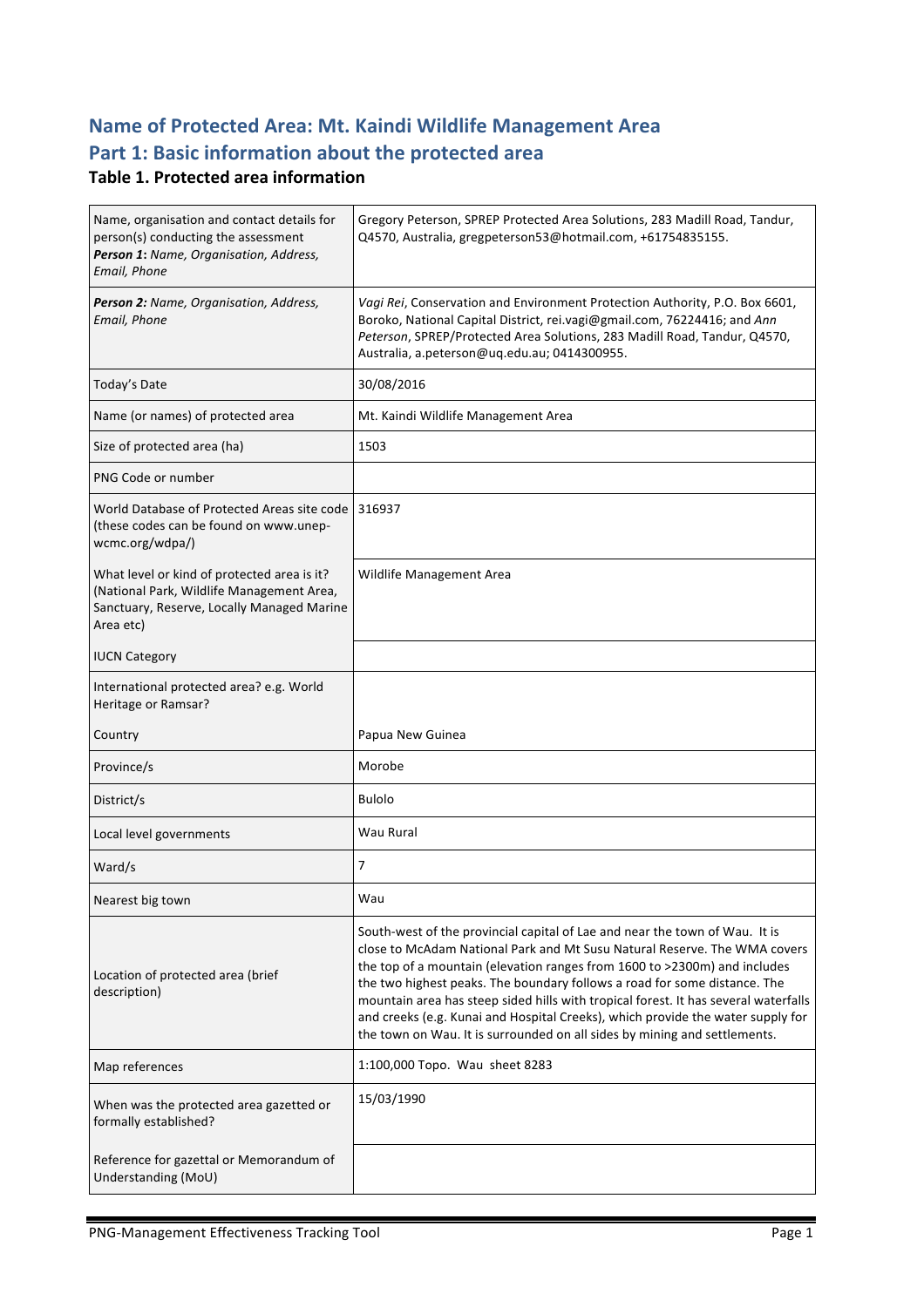# Name of Protected Area: Mt. Kaindi Wildlife Management Area

## Part 1: Basic information about the protected area

### Table 1. Protected area information

| | |
|---|---|
| Name, organisation and contact details for person(s) conducting the assessment<br>***Person 1**: Name, Organisation, Address, Email, Phone* | Gregory Peterson, SPREP Protected Area Solutions, 283 Madill Road, Tandur, Q4570, Australia, gregpeterson53@hotmail.com, +61754835155. |
| ***Person 2:** Name, Organisation, Address, Email, Phone* | *Vagi Rei*, Conservation and Environment Protection Authority, P.O. Box 6601, Boroko, National Capital District, rei.vagi@gmail.com, 76224416; and *Ann Peterson*, SPREP/Protected Area Solutions, 283 Madill Road, Tandur, Q4570, Australia, a.peterson@uq.edu.au; 0414300955. |
| Today's Date | 30/08/2016 |
| Name (or names) of protected area | Mt. Kaindi Wildlife Management Area |
| Size of protected area (ha) | 1503 |
| PNG Code or number | |
| World Database of Protected Areas site code (these codes can be found on www.unep-wcmc.org/wdpa/) | 316937 |
| What level or kind of protected area is it? (National Park, Wildlife Management Area, Sanctuary, Reserve, Locally Managed Marine Area etc) | Wildlife Management Area |
| IUCN Category | |
| International protected area? e.g. World Heritage or Ramsar? | |
| Country | Papua New Guinea |
| Province/s | Morobe |
| District/s | Bulolo |
| Local level governments | Wau Rural |
| Ward/s | 7 |
| Nearest big town | Wau |
| Location of protected area (brief description) | South-west of the provincial capital of Lae and near the town of Wau. It is close to McAdam National Park and Mt Susu Natural Reserve. The WMA covers the top of a mountain (elevation ranges from 1600 to >2300m) and includes the two highest peaks. The boundary follows a road for some distance. The mountain area has steep sided hills with tropical forest. It has several waterfalls and creeks (e.g. Kunai and Hospital Creeks), which provide the water supply for the town on Wau. It is surrounded on all sides by mining and settlements. |
| Map references | 1:100,000 Topo. Wau sheet 8283 |
| When was the protected area gazetted or formally established? | 15/03/1990 |
| Reference for gazettal or Memorandum of Understanding (MoU) | |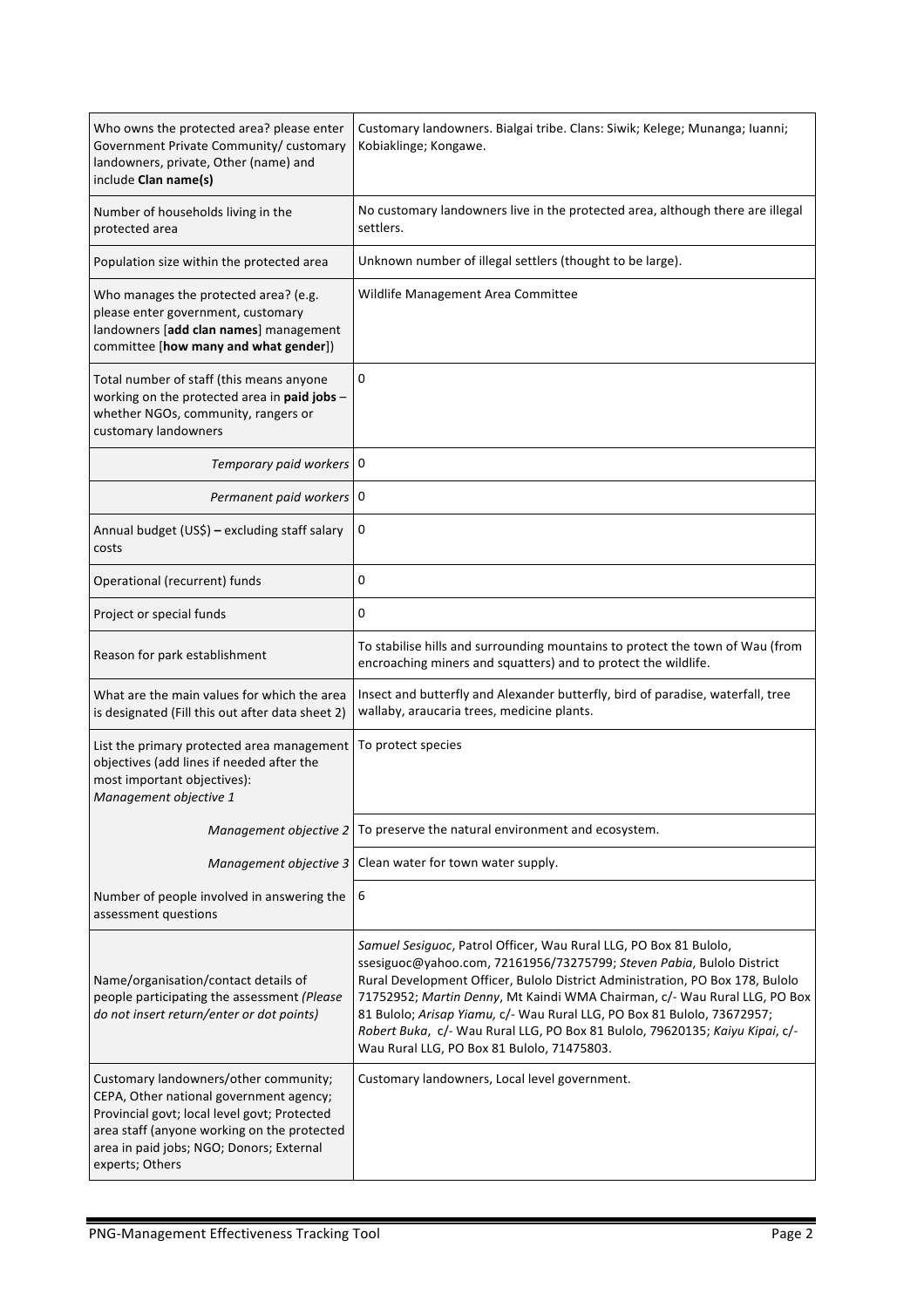| | |
|---|---|
| Who owns the protected area? please enter Government Private Community/ customary landowners, private, Other (name) and include **Clan name(s)** | Customary landowners. Bialgai tribe. Clans: Siwik; Kelege; Munanga; Iuanni; Kobiaklinge; Kongawe. |
| Number of households living in the protected area | No customary landowners live in the protected area, although there are illegal settlers. |
| Population size within the protected area | Unknown number of illegal settlers (thought to be large). |
| Who manages the protected area? (e.g. please enter government, customary landowners [**add clan names**] management committee [**how many and what gender**]) | Wildlife Management Area Committee |
| Total number of staff (this means anyone working on the protected area in **paid jobs** – whether NGOs, community, rangers or customary landowners | 0 |
| *Temporary paid workers* | 0 |
| *Permanent paid workers* | 0 |
| Annual budget (US$) **–** excluding staff salary costs | 0 |
| Operational (recurrent) funds | 0 |
| Project or special funds | 0 |
| Reason for park establishment | To stabilise hills and surrounding mountains to protect the town of Wau (from encroaching miners and squatters) and to protect the wildlife. |
| What are the main values for which the area is designated (Fill this out after data sheet 2) | Insect and butterfly and Alexander butterfly, bird of paradise, waterfall, tree wallaby, araucaria trees, medicine plants. |
| List the primary protected area management objectives (add lines if needed after the most important objectives): *Management objective 1* | To protect species |
| *Management objective 2* | To preserve the natural environment and ecosystem. |
| *Management objective 3* | Clean water for town water supply. |
| Number of people involved in answering the assessment questions | 6 |
| Name/organisation/contact details of people participating the assessment *(Please do not insert return/enter or dot points)* | *Samuel Sesiguoc*, Patrol Officer, Wau Rural LLG, PO Box 81 Bulolo, ssesiguoc@yahoo.com, 72161956/73275799; *Steven Pabia*, Bulolo District Rural Development Officer, Bulolo District Administration, PO Box 178, Bulolo 71752952; *Martin Denny*, Mt Kaindi WMA Chairman, c/- Wau Rural LLG, PO Box 81 Bulolo; *Arisap Yiamu,* c/- Wau Rural LLG, PO Box 81 Bulolo, 73672957; *Robert Buka*, c/- Wau Rural LLG, PO Box 81 Bulolo, 79620135; *Kaiyu Kipai*, c/- Wau Rural LLG, PO Box 81 Bulolo, 71475803. |
| Customary landowners/other community; CEPA, Other national government agency; Provincial govt; local level govt; Protected area staff (anyone working on the protected area in paid jobs; NGO; Donors; External experts; Others | Customary landowners, Local level government. |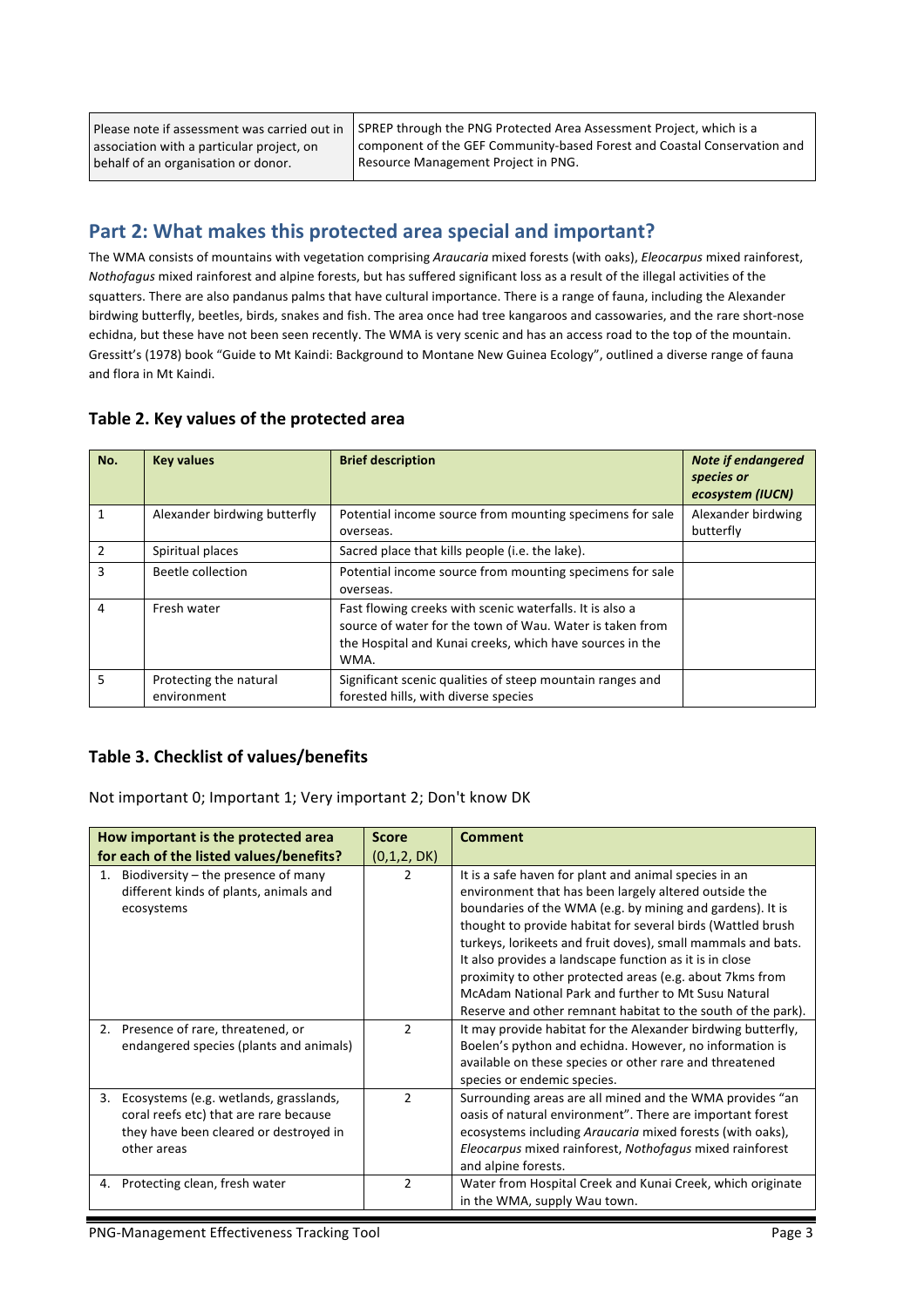| Please note if assessment was carried out in association with a particular project, on behalf of an organisation or donor. | SPREP through the PNG Protected Area Assessment Project, which is a component of the GEF Community-based Forest and Coastal Conservation and Resource Management Project in PNG. |
|---|---|

## Part 2: What makes this protected area special and important?

The WMA consists of mountains with vegetation comprising *Araucaria* mixed forests (with oaks), *Eleocarpus* mixed rainforest, *Nothofagus* mixed rainforest and alpine forests, but has suffered significant loss as a result of the illegal activities of the squatters. There are also pandanus palms that have cultural importance. There is a range of fauna, including the Alexander birdwing butterfly, beetles, birds, snakes and fish. The area once had tree kangaroos and cassowaries, and the rare short-nose echidna, but these have not been seen recently. The WMA is very scenic and has an access road to the top of the mountain. Gressitt's (1978) book "Guide to Mt Kaindi: Background to Montane New Guinea Ecology", outlined a diverse range of fauna and flora in Mt Kaindi.

### Table 2. Key values of the protected area

| No. | Key values | Brief description | *Note if endangered species or ecosystem (IUCN)* |
|---|---|---|---|
| 1 | Alexander birdwing butterfly | Potential income source from mounting specimens for sale overseas. | Alexander birdwing butterfly |
| 2 | Spiritual places | Sacred place that kills people (i.e. the lake). | |
| 3 | Beetle collection | Potential income source from mounting specimens for sale overseas. | |
| 4 | Fresh water | Fast flowing creeks with scenic waterfalls. It is also a source of water for the town of Wau. Water is taken from the Hospital and Kunai creeks, which have sources in the WMA. | |
| 5 | Protecting the natural environment | Significant scenic qualities of steep mountain ranges and forested hills, with diverse species | |

### Table 3. Checklist of values/benefits

Not important 0; Important 1; Very important 2; Don't know DK

| How important is the protected area for each of the listed values/benefits? | Score (0,1,2, DK) | Comment |
|---|---|---|
| 1. Biodiversity – the presence of many different kinds of plants, animals and ecosystems | 2 | It is a safe haven for plant and animal species in an environment that has been largely altered outside the boundaries of the WMA (e.g. by mining and gardens). It is thought to provide habitat for several birds (Wattled brush turkeys, lorikeets and fruit doves), small mammals and bats. It also provides a landscape function as it is in close proximity to other protected areas (e.g. about 7kms from McAdam National Park and further to Mt Susu Natural Reserve and other remnant habitat to the south of the park). |
| 2. Presence of rare, threatened, or endangered species (plants and animals) | 2 | It may provide habitat for the Alexander birdwing butterfly, Boelen's python and echidna. However, no information is available on these species or other rare and threatened species or endemic species. |
| 3. Ecosystems (e.g. wetlands, grasslands, coral reefs etc) that are rare because they have been cleared or destroyed in other areas | 2 | Surrounding areas are all mined and the WMA provides "an oasis of natural environment". There are important forest ecosystems including *Araucaria* mixed forests (with oaks), *Eleocarpus* mixed rainforest, *Nothofagus* mixed rainforest and alpine forests. |
| 4. Protecting clean, fresh water | 2 | Water from Hospital Creek and Kunai Creek, which originate in the WMA, supply Wau town. |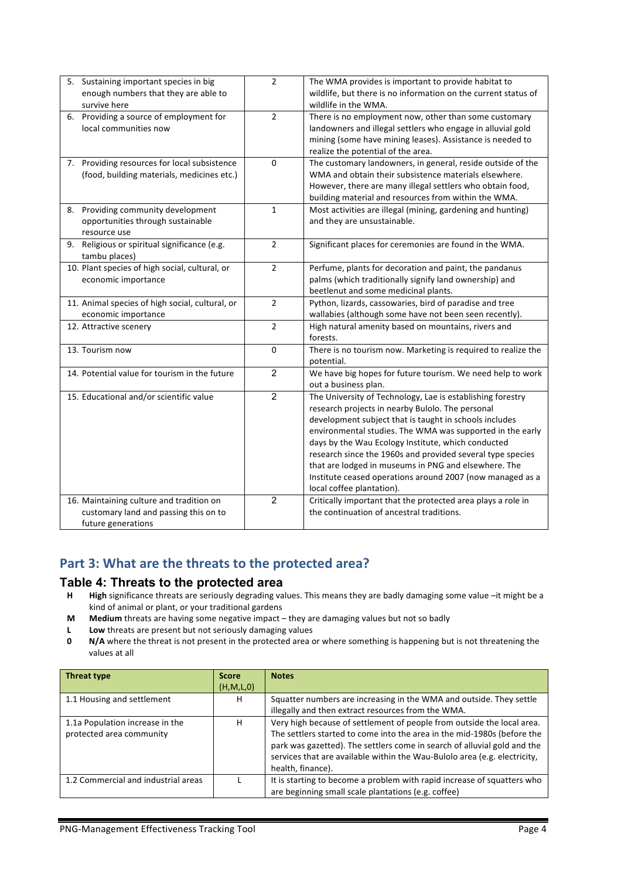| | | |
|---|---|---|
| 5. Sustaining important species in big enough numbers that they are able to survive here | 2 | The WMA provides is important to provide habitat to wildlife, but there is no information on the current status of wildlife in the WMA. |
| 6. Providing a source of employment for local communities now | 2 | There is no employment now, other than some customary landowners and illegal settlers who engage in alluvial gold mining (some have mining leases). Assistance is needed to realize the potential of the area. |
| 7. Providing resources for local subsistence (food, building materials, medicines etc.) | 0 | The customary landowners, in general, reside outside of the WMA and obtain their subsistence materials elsewhere. However, there are many illegal settlers who obtain food, building material and resources from within the WMA. |
| 8. Providing community development opportunities through sustainable resource use | 1 | Most activities are illegal (mining, gardening and hunting) and they are unsustainable. |
| 9. Religious or spiritual significance (e.g. tambu places) | 2 | Significant places for ceremonies are found in the WMA. |
| 10. Plant species of high social, cultural, or economic importance | 2 | Perfume, plants for decoration and paint, the pandanus palms (which traditionally signify land ownership) and beetlenut and some medicinal plants. |
| 11. Animal species of high social, cultural, or economic importance | 2 | Python, lizards, cassowaries, bird of paradise and tree wallabies (although some have not been seen recently). |
| 12. Attractive scenery | 2 | High natural amenity based on mountains, rivers and forests. |
| 13. Tourism now | 0 | There is no tourism now. Marketing is required to realize the potential. |
| 14. Potential value for tourism in the future | 2 | We have big hopes for future tourism. We need help to work out a business plan. |
| 15. Educational and/or scientific value | 2 | The University of Technology, Lae is establishing forestry research projects in nearby Bulolo. The personal development subject that is taught in schools includes environmental studies. The WMA was supported in the early days by the Wau Ecology Institute, which conducted research since the 1960s and provided several type species that are lodged in museums in PNG and elsewhere. The Institute ceased operations around 2007 (now managed as a local coffee plantation). |
| 16. Maintaining culture and tradition on customary land and passing this on to future generations | 2 | Critically important that the protected area plays a role in the continuation of ancestral traditions. |

## Part 3: What are the threats to the protected area?

### Table 4: Threats to the protected area

- **H** **High** significance threats are seriously degrading values. This means they are badly damaging some value –it might be a kind of animal or plant, or your traditional gardens
- **M** **Medium** threats are having some negative impact – they are damaging values but not so badly
- **L** **Low** threats are present but not seriously damaging values
- **0** **N/A** where the threat is not present in the protected area or where something is happening but is not threatening the values at all

| Threat type | Score (H,M,L,0) | Notes |
|---|---|---|
| 1.1 Housing and settlement | H | Squatter numbers are increasing in the WMA and outside. They settle illegally and then extract resources from the WMA. |
| 1.1a Population increase in the protected area community | H | Very high because of settlement of people from outside the local area. The settlers started to come into the area in the mid-1980s (before the park was gazetted). The settlers come in search of alluvial gold and the services that are available within the Wau-Bulolo area (e.g. electricity, health, finance). |
| 1.2 Commercial and industrial areas | L | It is starting to become a problem with rapid increase of squatters who are beginning small scale plantations (e.g. coffee) |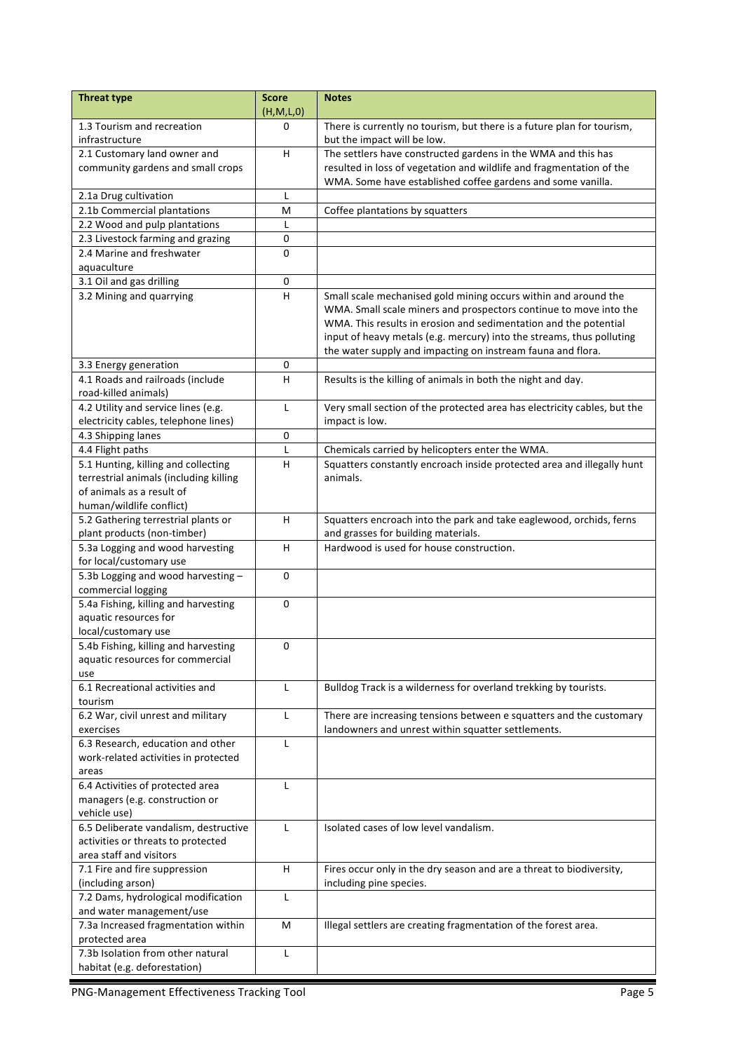| Threat type | Score (H,M,L,0) | Notes |
|---|---|---|
| 1.3 Tourism and recreation infrastructure | 0 | There is currently no tourism, but there is a future plan for tourism, but the impact will be low. |
| 2.1 Customary land owner and community gardens and small crops | H | The settlers have constructed gardens in the WMA and this has resulted in loss of vegetation and wildlife and fragmentation of the WMA. Some have established coffee gardens and some vanilla. |
| 2.1a Drug cultivation | L | |
| 2.1b Commercial plantations | M | Coffee plantations by squatters |
| 2.2 Wood and pulp plantations | L | |
| 2.3 Livestock farming and grazing | 0 | |
| 2.4 Marine and freshwater aquaculture | 0 | |
| 3.1 Oil and gas drilling | 0 | |
| 3.2 Mining and quarrying | H | Small scale mechanised gold mining occurs within and around the WMA. Small scale miners and prospectors continue to move into the WMA. This results in erosion and sedimentation and the potential input of heavy metals (e.g. mercury) into the streams, thus polluting the water supply and impacting on instream fauna and flora. |
| 3.3 Energy generation | 0 | |
| 4.1 Roads and railroads (include road-killed animals) | H | Results is the killing of animals in both the night and day. |
| 4.2 Utility and service lines (e.g. electricity cables, telephone lines) | L | Very small section of the protected area has electricity cables, but the impact is low. |
| 4.3 Shipping lanes | 0 | |
| 4.4 Flight paths | L | Chemicals carried by helicopters enter the WMA. |
| 5.1 Hunting, killing and collecting terrestrial animals (including killing of animals as a result of human/wildlife conflict) | H | Squatters constantly encroach inside protected area and illegally hunt animals. |
| 5.2 Gathering terrestrial plants or plant products (non-timber) | H | Squatters encroach into the park and take eaglewood, orchids, ferns and grasses for building materials. |
| 5.3a Logging and wood harvesting for local/customary use | H | Hardwood is used for house construction. |
| 5.3b Logging and wood harvesting – commercial logging | 0 | |
| 5.4a Fishing, killing and harvesting aquatic resources for local/customary use | 0 | |
| 5.4b Fishing, killing and harvesting aquatic resources for commercial use | 0 | |
| 6.1 Recreational activities and tourism | L | Bulldog Track is a wilderness for overland trekking by tourists. |
| 6.2 War, civil unrest and military exercises | L | There are increasing tensions between e squatters and the customary landowners and unrest within squatter settlements. |
| 6.3 Research, education and other work-related activities in protected areas | L | |
| 6.4 Activities of protected area managers (e.g. construction or vehicle use) | L | |
| 6.5 Deliberate vandalism, destructive activities or threats to protected area staff and visitors | L | Isolated cases of low level vandalism. |
| 7.1 Fire and fire suppression (including arson) | H | Fires occur only in the dry season and are a threat to biodiversity, including pine species. |
| 7.2 Dams, hydrological modification and water management/use | L | |
| 7.3a Increased fragmentation within protected area | M | Illegal settlers are creating fragmentation of the forest area. |
| 7.3b Isolation from other natural habitat (e.g. deforestation) | L | |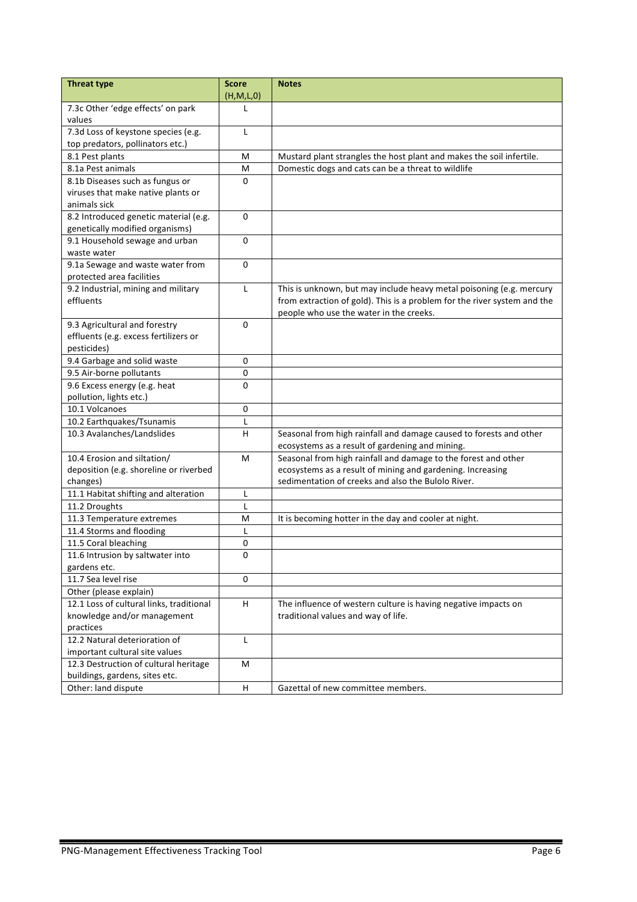| Threat type | Score (H,M,L,0) | Notes |
|---|---|---|
| 7.3c Other 'edge effects' on park values | L | |
| 7.3d Loss of keystone species (e.g. top predators, pollinators etc.) | L | |
| 8.1 Pest plants | M | Mustard plant strangles the host plant and makes the soil infertile. |
| 8.1a Pest animals | M | Domestic dogs and cats can be a threat to wildlife |
| 8.1b Diseases such as fungus or viruses that make native plants or animals sick | 0 | |
| 8.2 Introduced genetic material (e.g. genetically modified organisms) | 0 | |
| 9.1 Household sewage and urban waste water | 0 | |
| 9.1a Sewage and waste water from protected area facilities | 0 | |
| 9.2 Industrial, mining and military effluents | L | This is unknown, but may include heavy metal poisoning (e.g. mercury from extraction of gold). This is a problem for the river system and the people who use the water in the creeks. |
| 9.3 Agricultural and forestry effluents (e.g. excess fertilizers or pesticides) | 0 | |
| 9.4 Garbage and solid waste | 0 | |
| 9.5 Air-borne pollutants | 0 | |
| 9.6 Excess energy (e.g. heat pollution, lights etc.) | 0 | |
| 10.1 Volcanoes | 0 | |
| 10.2 Earthquakes/Tsunamis | L | |
| 10.3 Avalanches/Landslides | H | Seasonal from high rainfall and damage caused to forests and other ecosystems as a result of gardening and mining. |
| 10.4 Erosion and siltation/ deposition (e.g. shoreline or riverbed changes) | M | Seasonal from high rainfall and damage to the forest and other ecosystems as a result of mining and gardening. Increasing sedimentation of creeks and also the Bulolo River. |
| 11.1 Habitat shifting and alteration | L | |
| 11.2 Droughts | L | |
| 11.3 Temperature extremes | M | It is becoming hotter in the day and cooler at night. |
| 11.4 Storms and flooding | L | |
| 11.5 Coral bleaching | 0 | |
| 11.6 Intrusion by saltwater into gardens etc. | 0 | |
| 11.7 Sea level rise | 0 | |
| Other (please explain) | | |
| 12.1 Loss of cultural links, traditional knowledge and/or management practices | H | The influence of western culture is having negative impacts on traditional values and way of life. |
| 12.2 Natural deterioration of important cultural site values | L | |
| 12.3 Destruction of cultural heritage buildings, gardens, sites etc. | M | |
| Other: land dispute | H | Gazettal of new committee members. |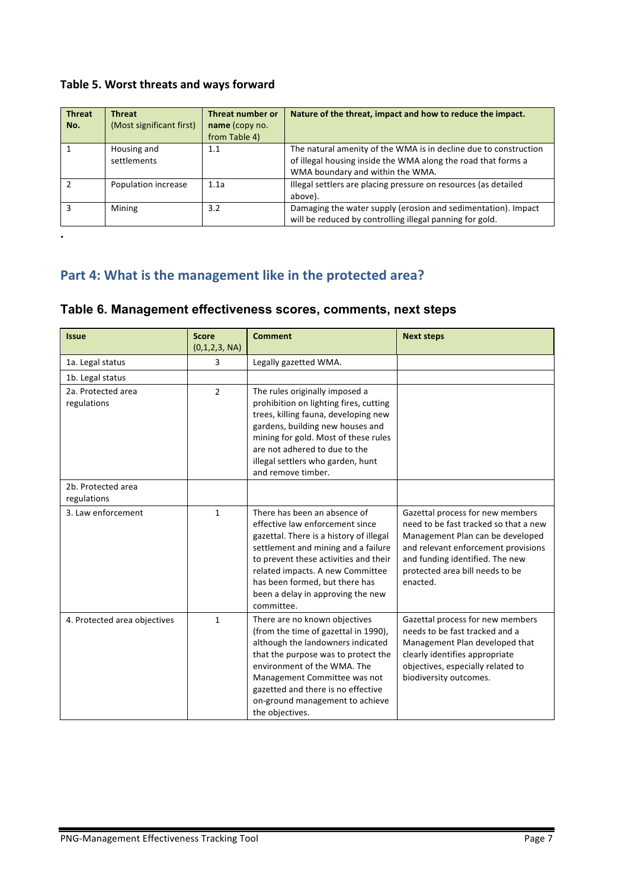**Table 5. Worst threats and ways forward**

| Threat No. | Threat (Most significant first) | Threat number or name (copy no. from Table 4) | Nature of the threat, impact and how to reduce the impact. |
|---|---|---|---|
| 1 | Housing and settlements | 1.1 | The natural amenity of the WMA is in decline due to construction of illegal housing inside the WMA along the road that forms a WMA boundary and within the WMA. |
| 2 | Population increase | 1.1a | Illegal settlers are placing pressure on resources (as detailed above). |
| 3 | Mining | 3.2 | Damaging the water supply (erosion and sedimentation). Impact will be reduced by controlling illegal panning for gold. |

.

## Part 4: What is the management like in the protected area?

### Table 6. Management effectiveness scores, comments, next steps

| Issue | Score (0,1,2,3, NA) | Comment | Next steps |
|---|---|---|---|
| 1a. Legal status | 3 | Legally gazetted WMA. | |
| 1b. Legal status | | | |
| 2a. Protected area regulations | 2 | The rules originally imposed a prohibition on lighting fires, cutting trees, killing fauna, developing new gardens, building new houses and mining for gold. Most of these rules are not adhered to due to the illegal settlers who garden, hunt and remove timber. | |
| 2b. Protected area regulations | | | |
| 3. Law enforcement | 1 | There has been an absence of effective law enforcement since gazettal. There is a history of illegal settlement and mining and a failure to prevent these activities and their related impacts. A new Committee has been formed, but there has been a delay in approving the new committee. | Gazettal process for new members need to be fast tracked so that a new Management Plan can be developed and relevant enforcement provisions and funding identified. The new protected area bill needs to be enacted. |
| 4. Protected area objectives | 1 | There are no known objectives (from the time of gazettal in 1990), although the landowners indicated that the purpose was to protect the environment of the WMA. The Management Committee was not gazetted and there is no effective on-ground management to achieve the objectives. | Gazettal process for new members needs to be fast tracked and a Management Plan developed that clearly identifies appropriate objectives, especially related to biodiversity outcomes. |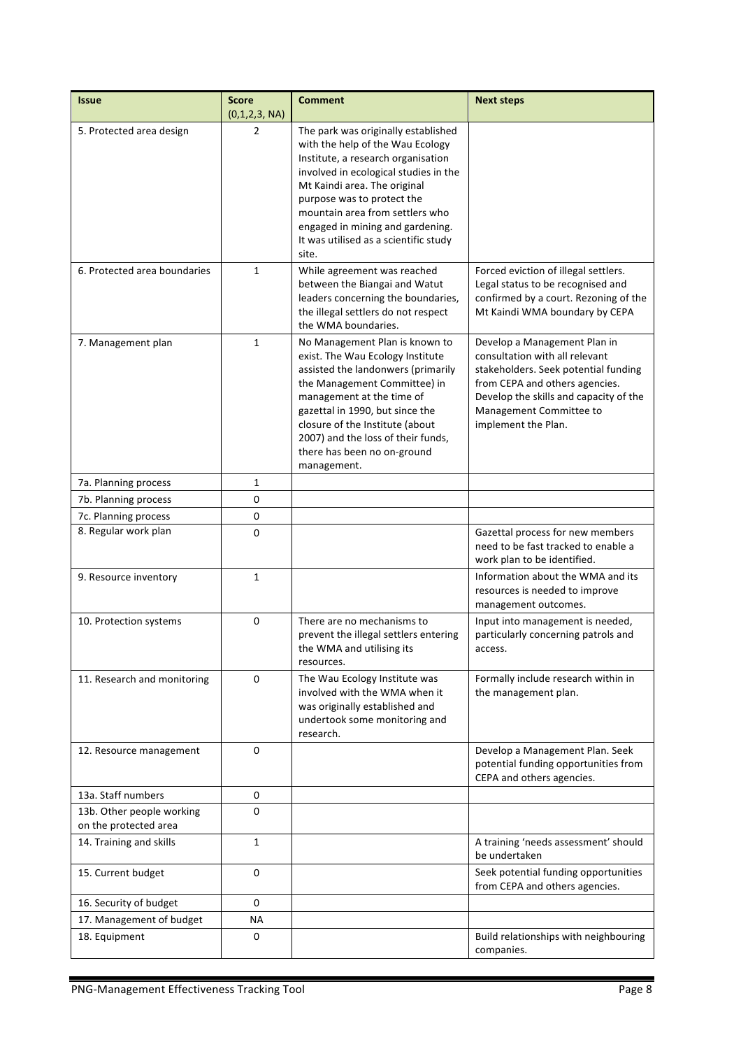| Issue | Score (0,1,2,3, NA) | Comment | Next steps |
|---|---|---|---|
| 5. Protected area design | 2 | The park was originally established with the help of the Wau Ecology Institute, a research organisation involved in ecological studies in the Mt Kaindi area. The original purpose was to protect the mountain area from settlers who engaged in mining and gardening. It was utilised as a scientific study site. | |
| 6. Protected area boundaries | 1 | While agreement was reached between the Biangai and Watut leaders concerning the boundaries, the illegal settlers do not respect the WMA boundaries. | Forced eviction of illegal settlers. Legal status to be recognised and confirmed by a court. Rezoning of the Mt Kaindi WMA boundary by CEPA |
| 7. Management plan | 1 | No Management Plan is known to exist. The Wau Ecology Institute assisted the landowners (primarily the Management Committee) in management at the time of gazettal in 1990, but since the closure of the Institute (about 2007) and the loss of their funds, there has been no on-ground management. | Develop a Management Plan in consultation with all relevant stakeholders. Seek potential funding from CEPA and others agencies. Develop the skills and capacity of the Management Committee to implement the Plan. |
| 7a. Planning process | 1 | | |
| 7b. Planning process | 0 | | |
| 7c. Planning process | 0 | | |
| 8. Regular work plan | 0 | | Gazettal process for new members need to be fast tracked to enable a work plan to be identified. |
| 9. Resource inventory | 1 | | Information about the WMA and its resources is needed to improve management outcomes. |
| 10. Protection systems | 0 | There are no mechanisms to prevent the illegal settlers entering the WMA and utilising its resources. | Input into management is needed, particularly concerning patrols and access. |
| 11. Research and monitoring | 0 | The Wau Ecology Institute was involved with the WMA when it was originally established and undertook some monitoring and research. | Formally include research within in the management plan. |
| 12. Resource management | 0 | | Develop a Management Plan. Seek potential funding opportunities from CEPA and others agencies. |
| 13a. Staff numbers | 0 | | |
| 13b. Other people working on the protected area | 0 | | |
| 14. Training and skills | 1 | | A training 'needs assessment' should be undertaken |
| 15. Current budget | 0 | | Seek potential funding opportunities from CEPA and others agencies. |
| 16. Security of budget | 0 | | |
| 17. Management of budget | NA | | |
| 18. Equipment | 0 | | Build relationships with neighbouring companies. |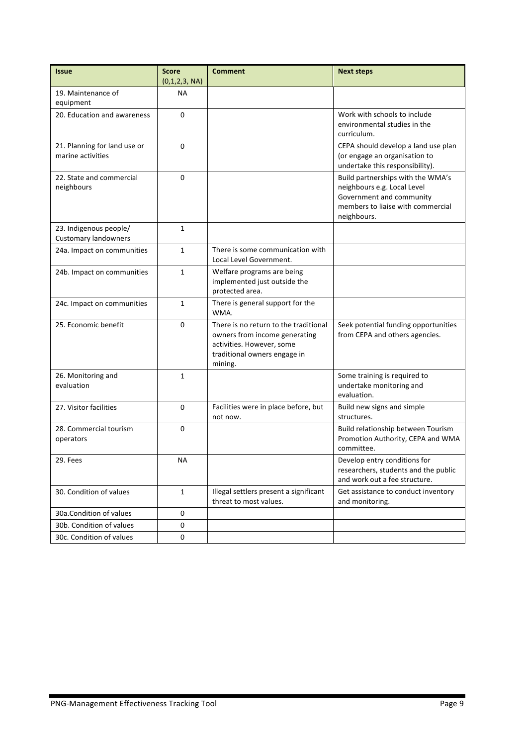| Issue | Score (0,1,2,3, NA) | Comment | Next steps |
| --- | --- | --- | --- |
| 19. Maintenance of equipment | NA | | |
| 20. Education and awareness | 0 | | Work with schools to include environmental studies in the curriculum. |
| 21. Planning for land use or marine activities | 0 | | CEPA should develop a land use plan (or engage an organisation to undertake this responsibility). |
| 22. State and commercial neighbours | 0 | | Build partnerships with the WMA's neighbours e.g. Local Level Government and community members to liaise with commercial neighbours. |
| 23. Indigenous people/ Customary landowners | 1 | | |
| 24a. Impact on communities | 1 | There is some communication with Local Level Government. | |
| 24b. Impact on communities | 1 | Welfare programs are being implemented just outside the protected area. | |
| 24c. Impact on communities | 1 | There is general support for the WMA. | |
| 25. Economic benefit | 0 | There is no return to the traditional owners from income generating activities. However, some traditional owners engage in mining. | Seek potential funding opportunities from CEPA and others agencies. |
| 26. Monitoring and evaluation | 1 | | Some training is required to undertake monitoring and evaluation. |
| 27. Visitor facilities | 0 | Facilities were in place before, but not now. | Build new signs and simple structures. |
| 28. Commercial tourism operators | 0 | | Build relationship between Tourism Promotion Authority, CEPA and WMA committee. |
| 29. Fees | NA | | Develop entry conditions for researchers, students and the public and work out a fee structure. |
| 30. Condition of values | 1 | Illegal settlers present a significant threat to most values. | Get assistance to conduct inventory and monitoring. |
| 30a.Condition of values | 0 | | |
| 30b. Condition of values | 0 | | |
| 30c. Condition of values | 0 | | |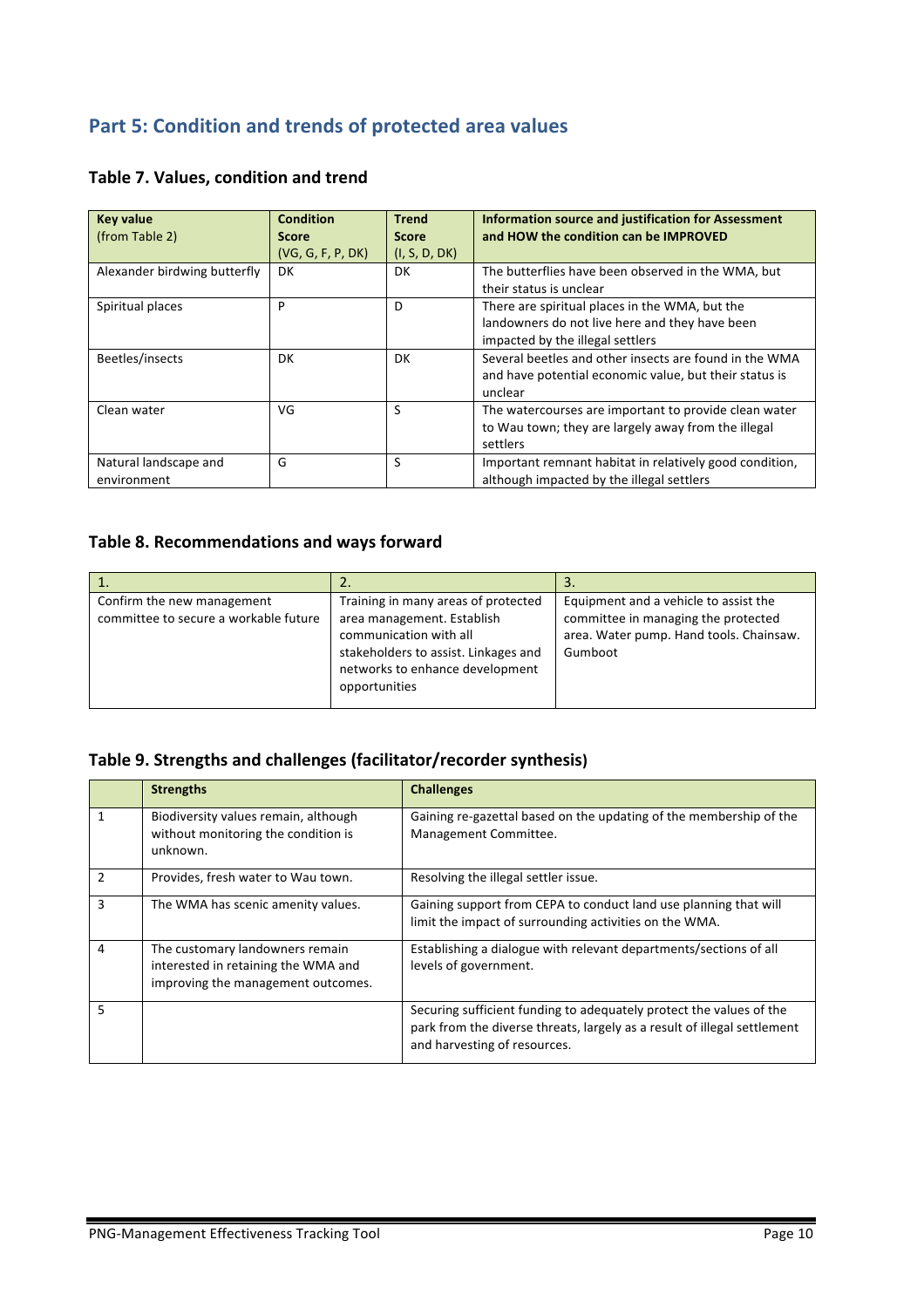## Part 5: Condition and trends of protected area values

### Table 7. Values, condition and trend

| Key value (from Table 2) | Condition Score (VG, G, F, P, DK) | Trend Score (I, S, D, DK) | Information source and justification for Assessment and HOW the condition can be IMPROVED |
|---|---|---|---|
| Alexander birdwing butterfly | DK | DK | The butterflies have been observed in the WMA, but their status is unclear |
| Spiritual places | P | D | There are spiritual places in the WMA, but the landowners do not live here and they have been impacted by the illegal settlers |
| Beetles/insects | DK | DK | Several beetles and other insects are found in the WMA and have potential economic value, but their status is unclear |
| Clean water | VG | S | The watercourses are important to provide clean water to Wau town; they are largely away from the illegal settlers |
| Natural landscape and environment | G | S | Important remnant habitat in relatively good condition, although impacted by the illegal settlers |

### Table 8. Recommendations and ways forward

| 1. | 2. | 3. |
|---|---|---|
| Confirm the new management committee to secure a workable future | Training in many areas of protected area management. Establish communication with all stakeholders to assist. Linkages and networks to enhance development opportunities | Equipment and a vehicle to assist the committee in managing the protected area. Water pump. Hand tools. Chainsaw. Gumboot |

### Table 9. Strengths and challenges (facilitator/recorder synthesis)

| | Strengths | Challenges |
|---|---|---|
| 1 | Biodiversity values remain, although without monitoring the condition is unknown. | Gaining re-gazettal based on the updating of the membership of the Management Committee. |
| 2 | Provides, fresh water to Wau town. | Resolving the illegal settler issue. |
| 3 | The WMA has scenic amenity values. | Gaining support from CEPA to conduct land use planning that will limit the impact of surrounding activities on the WMA. |
| 4 | The customary landowners remain interested in retaining the WMA and improving the management outcomes. | Establishing a dialogue with relevant departments/sections of all levels of government. |
| 5 | | Securing sufficient funding to adequately protect the values of the park from the diverse threats, largely as a result of illegal settlement and harvesting of resources. |